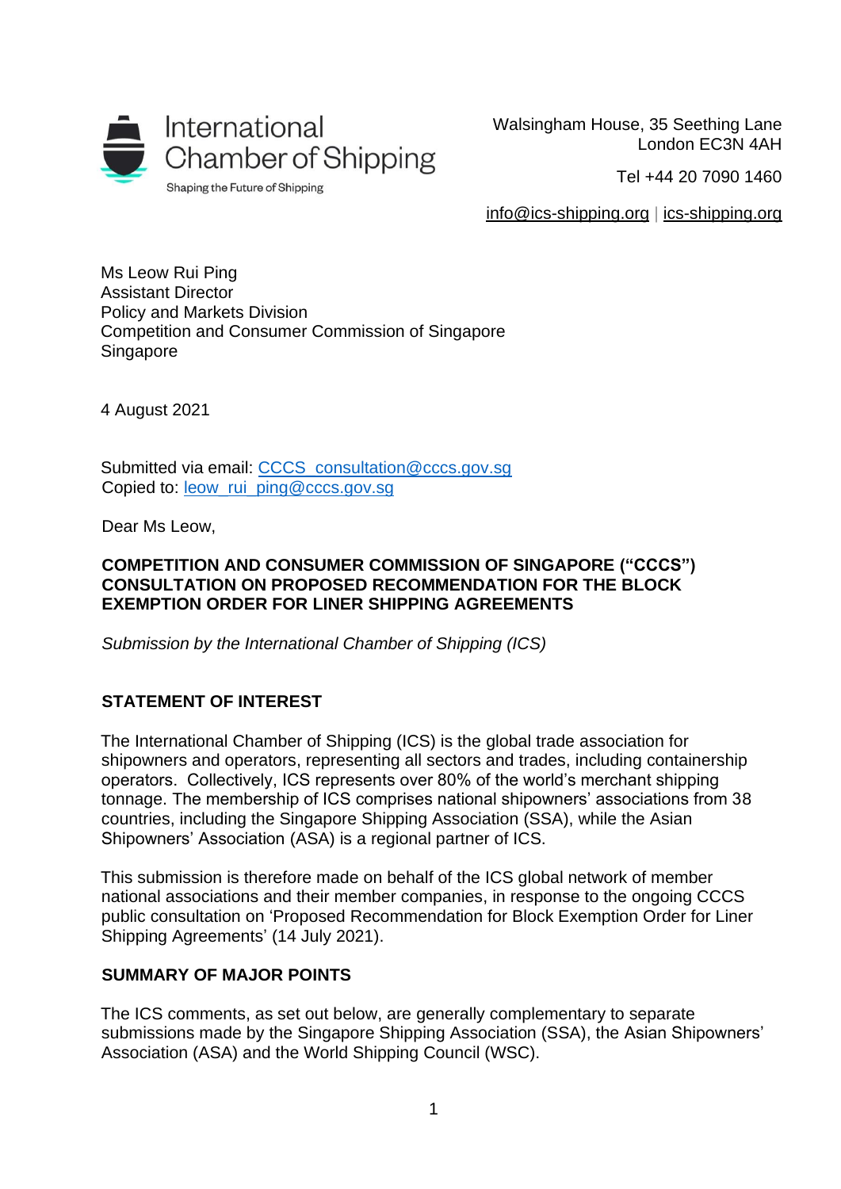International Chamber of Shipping

Shaping the Future of Shipping

Walsingham House, 35 Seething Lane
London EC3N 4AH

Tel +44 20 7090 1460

info@ics-shipping.org | ics-shipping.org

Ms Leow Rui Ping
Assistant Director
Policy and Markets Division
Competition and Consumer Commission of Singapore
Singapore

4 August 2021

Submitted via email: CCCS_consultation@cccs.gov.sg
Copied to: leow_rui_ping@cccs.gov.sg

Dear Ms Leow,

**COMPETITION AND CONSUMER COMMISSION OF SINGAPORE ("CCCS") CONSULTATION ON PROPOSED RECOMMENDATION FOR THE BLOCK EXEMPTION ORDER FOR LINER SHIPPING AGREEMENTS**

*Submission by the International Chamber of Shipping (ICS)*

## STATEMENT OF INTEREST

The International Chamber of Shipping (ICS) is the global trade association for shipowners and operators, representing all sectors and trades, including containership operators. Collectively, ICS represents over 80% of the world's merchant shipping tonnage. The membership of ICS comprises national shipowners' associations from 38 countries, including the Singapore Shipping Association (SSA), while the Asian Shipowners' Association (ASA) is a regional partner of ICS.

This submission is therefore made on behalf of the ICS global network of member national associations and their member companies, in response to the ongoing CCCS public consultation on 'Proposed Recommendation for Block Exemption Order for Liner Shipping Agreements' (14 July 2021).

## SUMMARY OF MAJOR POINTS

The ICS comments, as set out below, are generally complementary to separate submissions made by the Singapore Shipping Association (SSA), the Asian Shipowners' Association (ASA) and the World Shipping Council (WSC).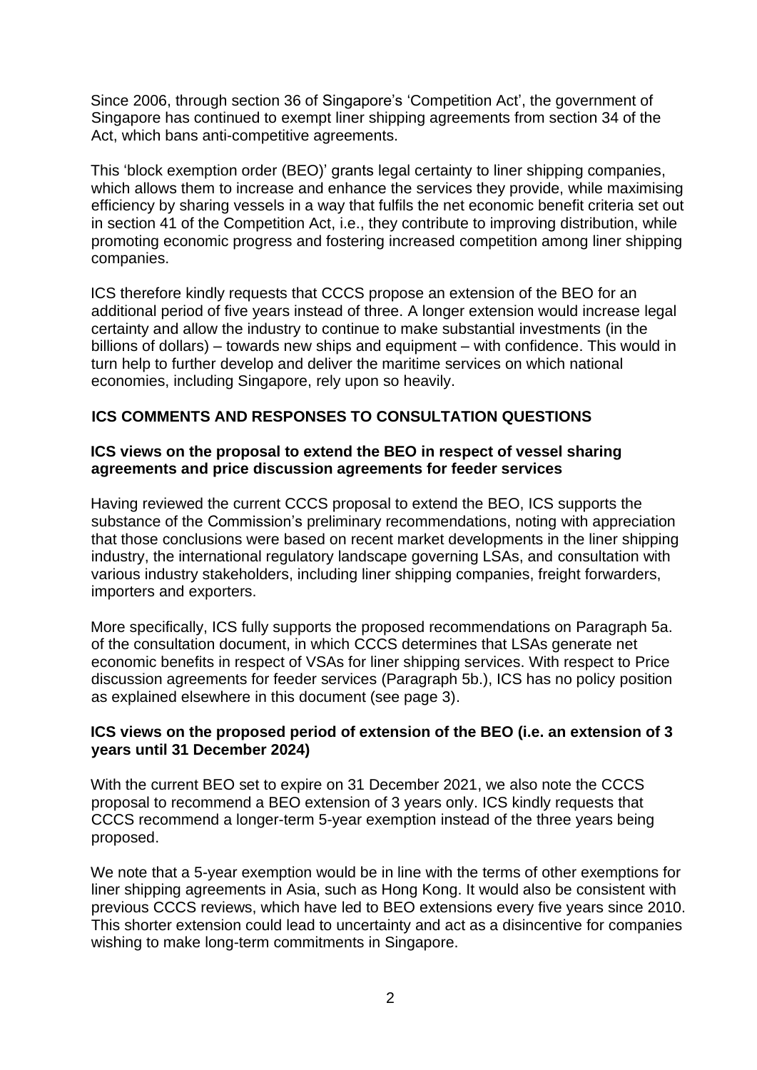Since 2006, through section 36 of Singapore's 'Competition Act', the government of Singapore has continued to exempt liner shipping agreements from section 34 of the Act, which bans anti-competitive agreements.

This 'block exemption order (BEO)' grants legal certainty to liner shipping companies, which allows them to increase and enhance the services they provide, while maximising efficiency by sharing vessels in a way that fulfils the net economic benefit criteria set out in section 41 of the Competition Act, i.e., they contribute to improving distribution, while promoting economic progress and fostering increased competition among liner shipping companies.

ICS therefore kindly requests that CCCS propose an extension of the BEO for an additional period of five years instead of three. A longer extension would increase legal certainty and allow the industry to continue to make substantial investments (in the billions of dollars) – towards new ships and equipment – with confidence. This would in turn help to further develop and deliver the maritime services on which national economies, including Singapore, rely upon so heavily.

## ICS COMMENTS AND RESPONSES TO CONSULTATION QUESTIONS

### ICS views on the proposal to extend the BEO in respect of vessel sharing agreements and price discussion agreements for feeder services

Having reviewed the current CCCS proposal to extend the BEO, ICS supports the substance of the Commission's preliminary recommendations, noting with appreciation that those conclusions were based on recent market developments in the liner shipping industry, the international regulatory landscape governing LSAs, and consultation with various industry stakeholders, including liner shipping companies, freight forwarders, importers and exporters.

More specifically, ICS fully supports the proposed recommendations on Paragraph 5a. of the consultation document, in which CCCS determines that LSAs generate net economic benefits in respect of VSAs for liner shipping services. With respect to Price discussion agreements for feeder services (Paragraph 5b.), ICS has no policy position as explained elsewhere in this document (see page 3).

### ICS views on the proposed period of extension of the BEO (i.e. an extension of 3 years until 31 December 2024)

With the current BEO set to expire on 31 December 2021, we also note the CCCS proposal to recommend a BEO extension of 3 years only. ICS kindly requests that CCCS recommend a longer-term 5-year exemption instead of the three years being proposed.

We note that a 5-year exemption would be in line with the terms of other exemptions for liner shipping agreements in Asia, such as Hong Kong. It would also be consistent with previous CCCS reviews, which have led to BEO extensions every five years since 2010. This shorter extension could lead to uncertainty and act as a disincentive for companies wishing to make long-term commitments in Singapore.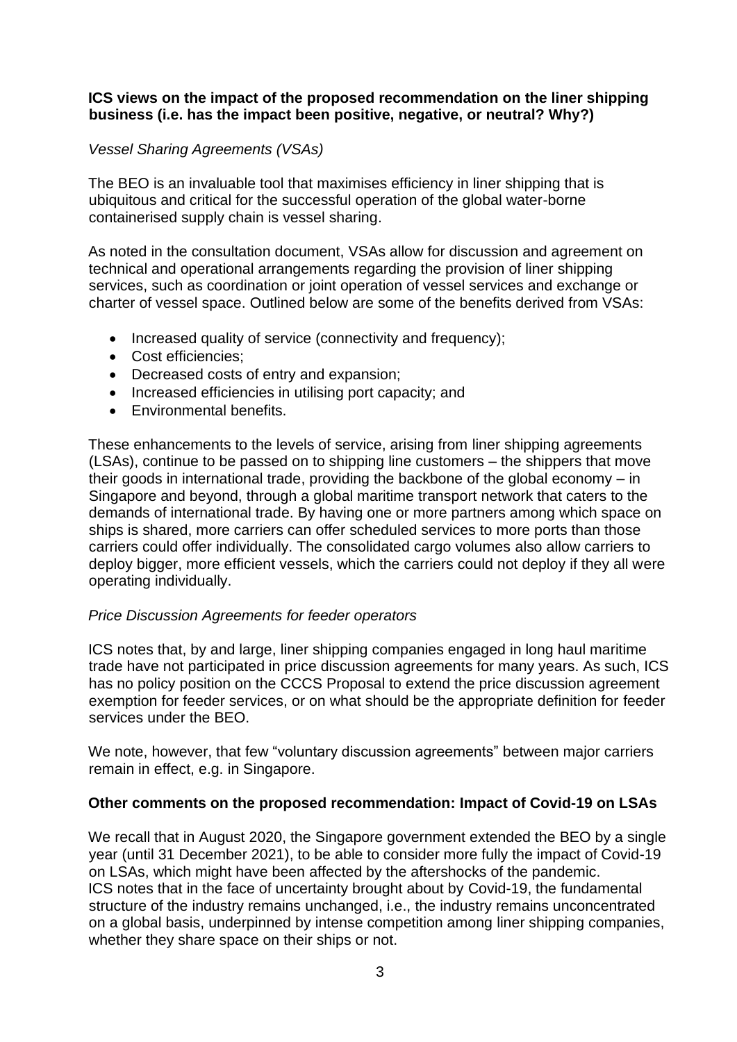**ICS views on the impact of the proposed recommendation on the liner shipping business (i.e. has the impact been positive, negative, or neutral? Why?)**

*Vessel Sharing Agreements (VSAs)*

The BEO is an invaluable tool that maximises efficiency in liner shipping that is ubiquitous and critical for the successful operation of the global water-borne containerised supply chain is vessel sharing.

As noted in the consultation document, VSAs allow for discussion and agreement on technical and operational arrangements regarding the provision of liner shipping services, such as coordination or joint operation of vessel services and exchange or charter of vessel space. Outlined below are some of the benefits derived from VSAs:

- Increased quality of service (connectivity and frequency);
- Cost efficiencies;
- Decreased costs of entry and expansion;
- Increased efficiencies in utilising port capacity; and
- Environmental benefits.

These enhancements to the levels of service, arising from liner shipping agreements (LSAs), continue to be passed on to shipping line customers – the shippers that move their goods in international trade, providing the backbone of the global economy – in Singapore and beyond, through a global maritime transport network that caters to the demands of international trade. By having one or more partners among which space on ships is shared, more carriers can offer scheduled services to more ports than those carriers could offer individually. The consolidated cargo volumes also allow carriers to deploy bigger, more efficient vessels, which the carriers could not deploy if they all were operating individually.

*Price Discussion Agreements for feeder operators*

ICS notes that, by and large, liner shipping companies engaged in long haul maritime trade have not participated in price discussion agreements for many years. As such, ICS has no policy position on the CCCS Proposal to extend the price discussion agreement exemption for feeder services, or on what should be the appropriate definition for feeder services under the BEO.

We note, however, that few "voluntary discussion agreements" between major carriers remain in effect, e.g. in Singapore.

**Other comments on the proposed recommendation: Impact of Covid-19 on LSAs**

We recall that in August 2020, the Singapore government extended the BEO by a single year (until 31 December 2021), to be able to consider more fully the impact of Covid-19 on LSAs, which might have been affected by the aftershocks of the pandemic.
ICS notes that in the face of uncertainty brought about by Covid-19, the fundamental structure of the industry remains unchanged, i.e., the industry remains unconcentrated on a global basis, underpinned by intense competition among liner shipping companies, whether they share space on their ships or not.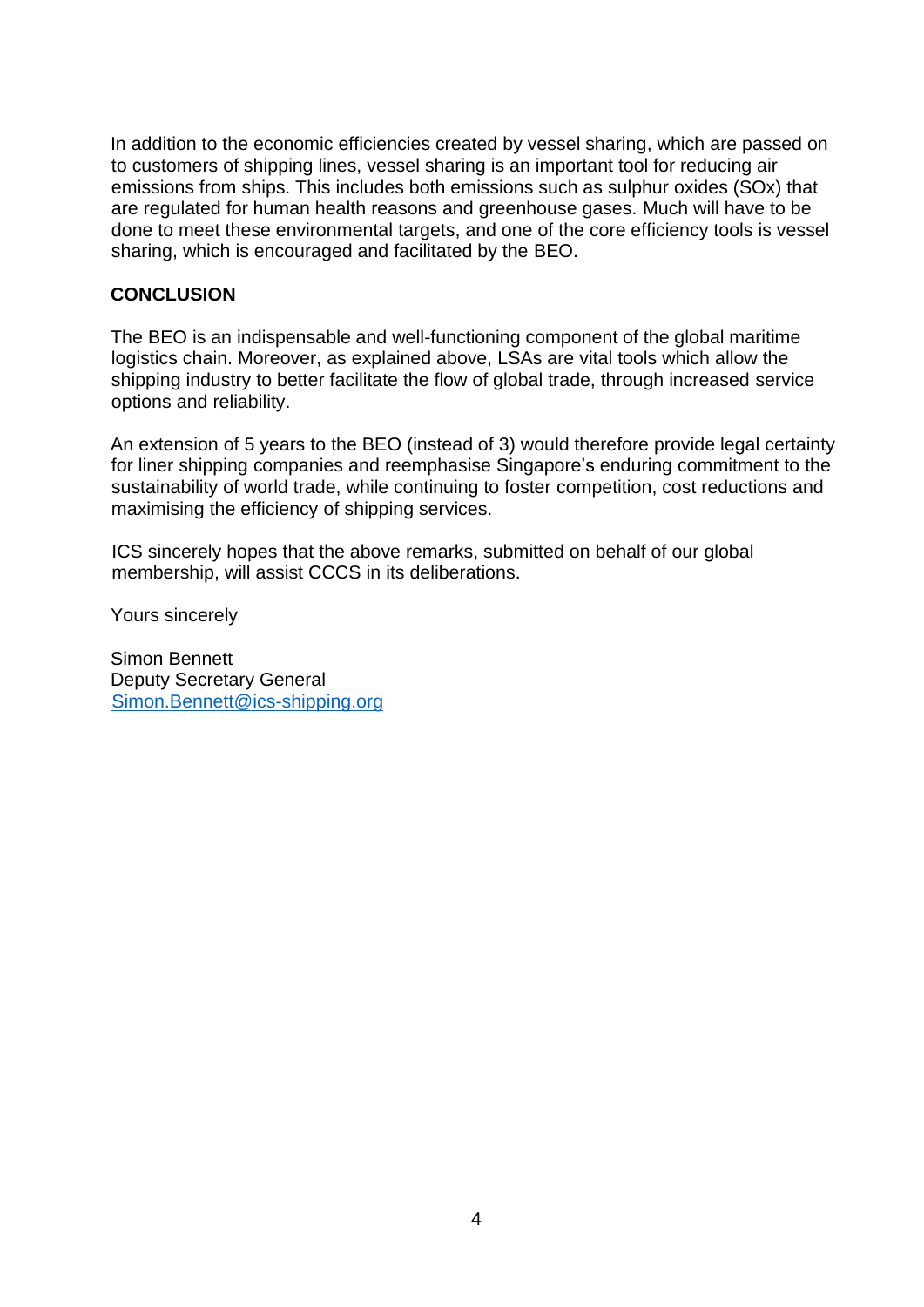In addition to the economic efficiencies created by vessel sharing, which are passed on to customers of shipping lines, vessel sharing is an important tool for reducing air emissions from ships. This includes both emissions such as sulphur oxides (SOx) that are regulated for human health reasons and greenhouse gases. Much will have to be done to meet these environmental targets, and one of the core efficiency tools is vessel sharing, which is encouraged and facilitated by the BEO.

**CONCLUSION**

The BEO is an indispensable and well-functioning component of the global maritime logistics chain. Moreover, as explained above, LSAs are vital tools which allow the shipping industry to better facilitate the flow of global trade, through increased service options and reliability.

An extension of 5 years to the BEO (instead of 3) would therefore provide legal certainty for liner shipping companies and reemphasise Singapore's enduring commitment to the sustainability of world trade, while continuing to foster competition, cost reductions and maximising the efficiency of shipping services.

ICS sincerely hopes that the above remarks, submitted on behalf of our global membership, will assist CCCS in its deliberations.

Yours sincerely

Simon Bennett
Deputy Secretary General
Simon.Bennett@ics-shipping.org